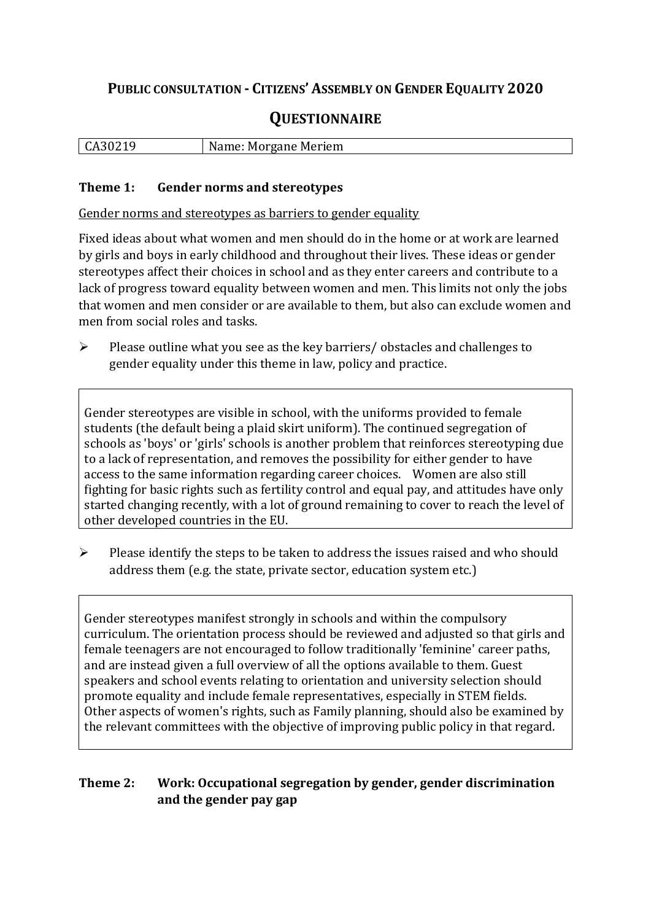# PUBLIC CONSULTATION - CITIZENS' ASSEMBLY ON GENDER EQUALITY 2020

## QUESTIONNAIRE

| CA30219 | Name: Morgane Meriem |
|---|---|

### Theme 1: Gender norms and stereotypes

Gender norms and stereotypes as barriers to gender equality

Fixed ideas about what women and men should do in the home or at work are learned by girls and boys in early childhood and throughout their lives. These ideas or gender stereotypes affect their choices in school and as they enter careers and contribute to a lack of progress toward equality between women and men. This limits not only the jobs that women and men consider or are available to them, but also can exclude women and men from social roles and tasks.

- Please outline what you see as the key barriers/ obstacles and challenges to gender equality under this theme in law, policy and practice.

> Gender stereotypes are visible in school, with the uniforms provided to female students (the default being a plaid skirt uniform). The continued segregation of schools as 'boys' or 'girls' schools is another problem that reinforces stereotyping due to a lack of representation, and removes the possibility for either gender to have access to the same information regarding career choices. Women are also still fighting for basic rights such as fertility control and equal pay, and attitudes have only started changing recently, with a lot of ground remaining to cover to reach the level of other developed countries in the EU.

- Please identify the steps to be taken to address the issues raised and who should address them (e.g. the state, private sector, education system etc.)

> Gender stereotypes manifest strongly in schools and within the compulsory curriculum. The orientation process should be reviewed and adjusted so that girls and female teenagers are not encouraged to follow traditionally 'feminine' career paths, and are instead given a full overview of all the options available to them. Guest speakers and school events relating to orientation and university selection should promote equality and include female representatives, especially in STEM fields. Other aspects of women's rights, such as Family planning, should also be examined by the relevant committees with the objective of improving public policy in that regard.

### Theme 2: Work: Occupational segregation by gender, gender discrimination and the gender pay gap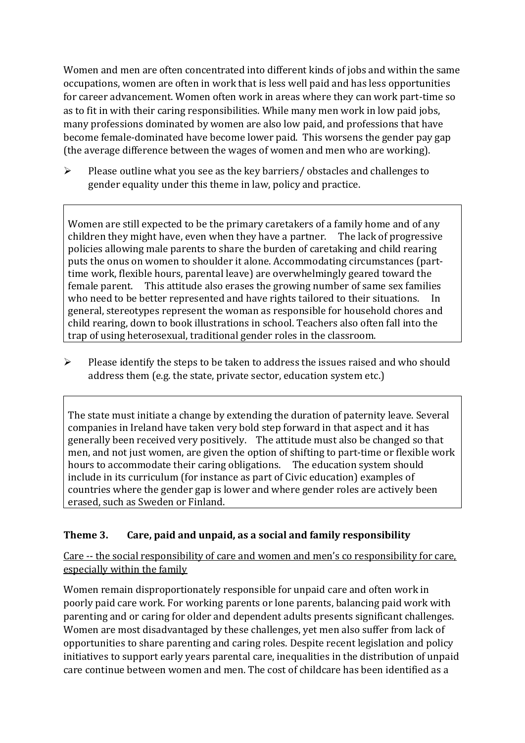Women and men are often concentrated into different kinds of jobs and within the same occupations, women are often in work that is less well paid and has less opportunities for career advancement. Women often work in areas where they can work part-time so as to fit in with their caring responsibilities. While many men work in low paid jobs, many professions dominated by women are also low paid, and professions that have become female-dominated have become lower paid. This worsens the gender pay gap (the average difference between the wages of women and men who are working).

- Please outline what you see as the key barriers/ obstacles and challenges to gender equality under this theme in law, policy and practice.

> Women are still expected to be the primary caretakers of a family home and of any children they might have, even when they have a partner. The lack of progressive policies allowing male parents to share the burden of caretaking and child rearing puts the onus on women to shoulder it alone. Accommodating circumstances (part-time work, flexible hours, parental leave) are overwhelmingly geared toward the female parent. This attitude also erases the growing number of same sex families who need to be better represented and have rights tailored to their situations. In general, stereotypes represent the woman as responsible for household chores and child rearing, down to book illustrations in school. Teachers also often fall into the trap of using heterosexual, traditional gender roles in the classroom.

- Please identify the steps to be taken to address the issues raised and who should address them (e.g. the state, private sector, education system etc.)

> The state must initiate a change by extending the duration of paternity leave. Several companies in Ireland have taken very bold step forward in that aspect and it has generally been received very positively. The attitude must also be changed so that men, and not just women, are given the option of shifting to part-time or flexible work hours to accommodate their caring obligations. The education system should include in its curriculum (for instance as part of Civic education) examples of countries where the gender gap is lower and where gender roles are actively been erased, such as Sweden or Finland.

## Theme 3. Care, paid and unpaid, as a social and family responsibility

Care -- the social responsibility of care and women and men's co responsibility for care, especially within the family

Women remain disproportionately responsible for unpaid care and often work in poorly paid care work. For working parents or lone parents, balancing paid work with parenting and or caring for older and dependent adults presents significant challenges. Women are most disadvantaged by these challenges, yet men also suffer from lack of opportunities to share parenting and caring roles. Despite recent legislation and policy initiatives to support early years parental care, inequalities in the distribution of unpaid care continue between women and men. The cost of childcare has been identified as a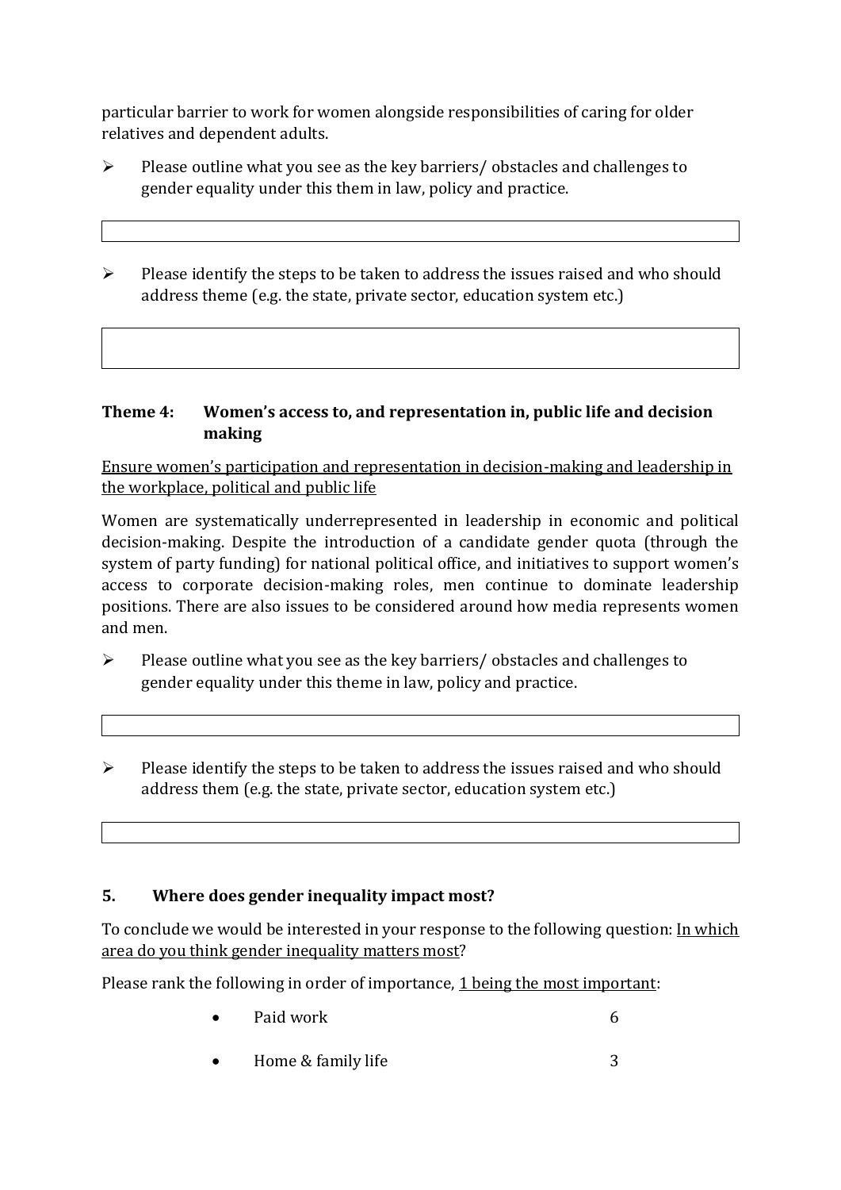particular barrier to work for women alongside responsibilities of caring for older relatives and dependent adults.

- Please outline what you see as the key barriers/ obstacles and challenges to gender equality under this them in law, policy and practice.

| |
|---|

- Please identify the steps to be taken to address the issues raised and who should address theme (e.g. the state, private sector, education system etc.)

| |
|---|

### Theme 4: Women's access to, and representation in, public life and decision making

<u>Ensure women's participation and representation in decision-making and leadership in the workplace, political and public life</u>

Women are systematically underrepresented in leadership in economic and political decision-making. Despite the introduction of a candidate gender quota (through the system of party funding) for national political office, and initiatives to support women's access to corporate decision-making roles, men continue to dominate leadership positions. There are also issues to be considered around how media represents women and men.

- Please outline what you see as the key barriers/ obstacles and challenges to gender equality under this theme in law, policy and practice.

| |
|---|

- Please identify the steps to be taken to address the issues raised and who should address them (e.g. the state, private sector, education system etc.)

| |
|---|

### 5. Where does gender inequality impact most?

To conclude we would be interested in your response to the following question: <u>In which area do you think gender inequality matters most</u>?

Please rank the following in order of importance, <u>1 being the most important</u>:

- Paid work 6
- Home & family life 3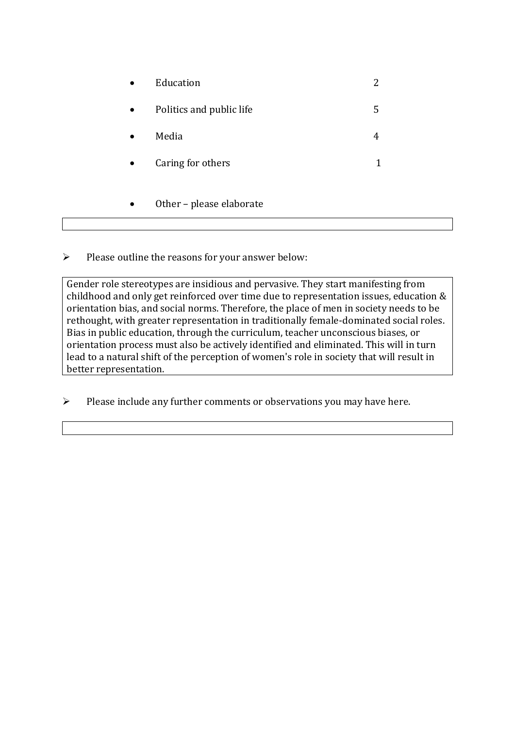- Education 2
- Politics and public life 5
- Media 4
- Caring for others 1
- Other – please elaborate

| |
|---|
| |

➢ Please outline the reasons for your answer below:

| |
|---|
| Gender role stereotypes are insidious and pervasive. They start manifesting from childhood and only get reinforced over time due to representation issues, education & orientation bias, and social norms. Therefore, the place of men in society needs to be rethought, with greater representation in traditionally female-dominated social roles. Bias in public education, through the curriculum, teacher unconscious biases, or orientation process must also be actively identified and eliminated. This will in turn lead to a natural shift of the perception of women's role in society that will result in better representation. |

➢ Please include any further comments or observations you may have here.

| |
|---|
| |